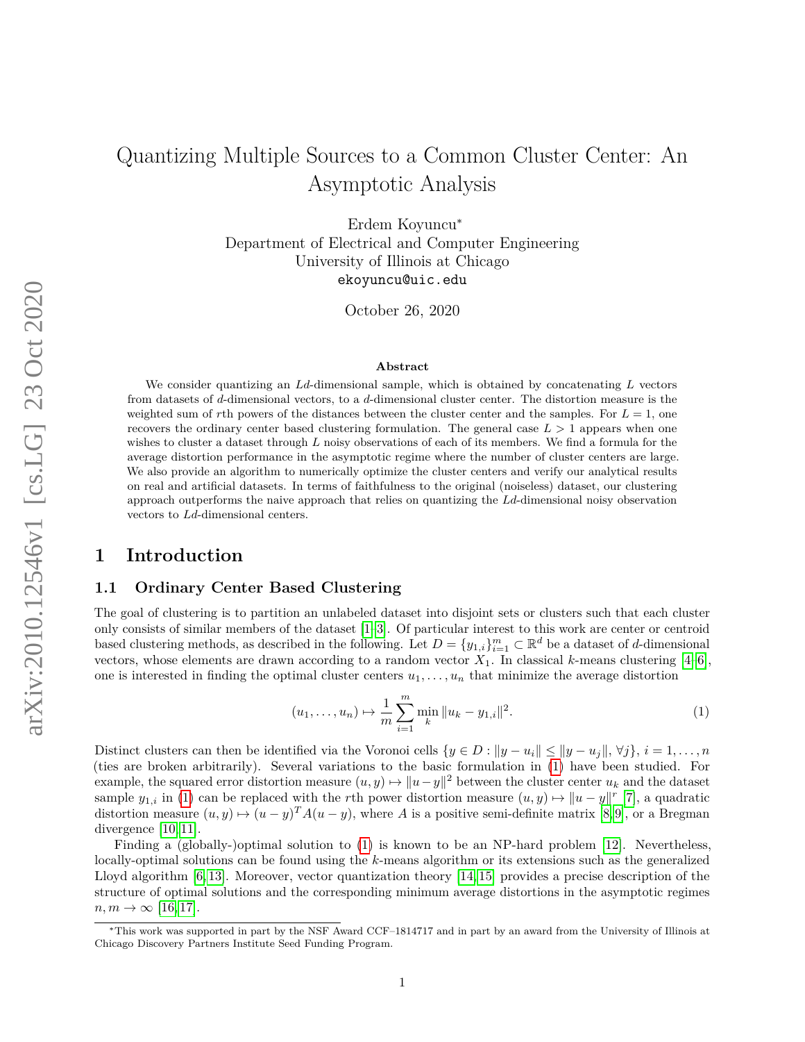# Quantizing Multiple Sources to a Common Cluster Center: An Asymptotic Analysis

Erdem Koyuncu*
Department of Electrical and Computer Engineering
University of Illinois at Chicago
ekoyuncu@uic.edu

October 26, 2020

### Abstract

We consider quantizing an $Ld$-dimensional sample, which is obtained by concatenating $L$ vectors from datasets of $d$-dimensional vectors, to a $d$-dimensional cluster center. The distortion measure is the weighted sum of $r$th powers of the distances between the cluster center and the samples. For $L = 1$, one recovers the ordinary center based clustering formulation. The general case $L > 1$ appears when one wishes to cluster a dataset through $L$ noisy observations of each of its members. We find a formula for the average distortion performance in the asymptotic regime where the number of cluster centers are large. We also provide an algorithm to numerically optimize the cluster centers and verify our analytical results on real and artificial datasets. In terms of faithfulness to the original (noiseless) dataset, our clustering approach outperforms the naive approach that relies on quantizing the $Ld$-dimensional noisy observation vectors to $Ld$-dimensional centers.

## 1 Introduction

### 1.1 Ordinary Center Based Clustering

The goal of clustering is to partition an unlabeled dataset into disjoint sets or clusters such that each cluster only consists of similar members of the dataset [1–3]. Of particular interest to this work are center or centroid based clustering methods, as described in the following. Let $D = \{y_{1,i}\}_{i=1}^m \subset \mathbb{R}^d$ be a dataset of $d$-dimensional vectors, whose elements are drawn according to a random vector $X_1$. In classical $k$-means clustering [4–6], one is interested in finding the optimal cluster centers $u_1, \ldots, u_n$ that minimize the average distortion

$$(u_1, \ldots, u_n) \mapsto \frac{1}{m} \sum_{i=1}^{m} \min_k \|u_k - y_{1,i}\|^2. \tag{1}$$

Distinct clusters can then be identified via the Voronoi cells $\{y \in D : \|y - u_i\| \leq \|y - u_j\|, \forall j\}$, $i = 1, \ldots, n$ (ties are broken arbitrarily). Several variations to the basic formulation in (1) have been studied. For example, the squared error distortion measure $(u, y) \mapsto \|u - y\|^2$ between the cluster center $u_k$ and the dataset sample $y_{1,i}$ in (1) can be replaced with the $r$th power distortion measure $(u, y) \mapsto \|u - y\|^r$ [7], a quadratic distortion measure $(u, y) \mapsto (u - y)^T A(u - y)$, where $A$ is a positive semi-definite matrix [8, 9], or a Bregman divergence [10, 11].

Finding a (globally-)optimal solution to (1) is known to be an NP-hard problem [12]. Nevertheless, locally-optimal solutions can be found using the $k$-means algorithm or its extensions such as the generalized Lloyd algorithm [6, 13]. Moreover, vector quantization theory [14, 15] provides a precise description of the structure of optimal solutions and the corresponding minimum average distortions in the asymptotic regimes $n, m \to \infty$ [16, 17].

*This work was supported in part by the NSF Award CCF–1814717 and in part by an award from the University of Illinois at Chicago Discovery Partners Institute Seed Funding Program.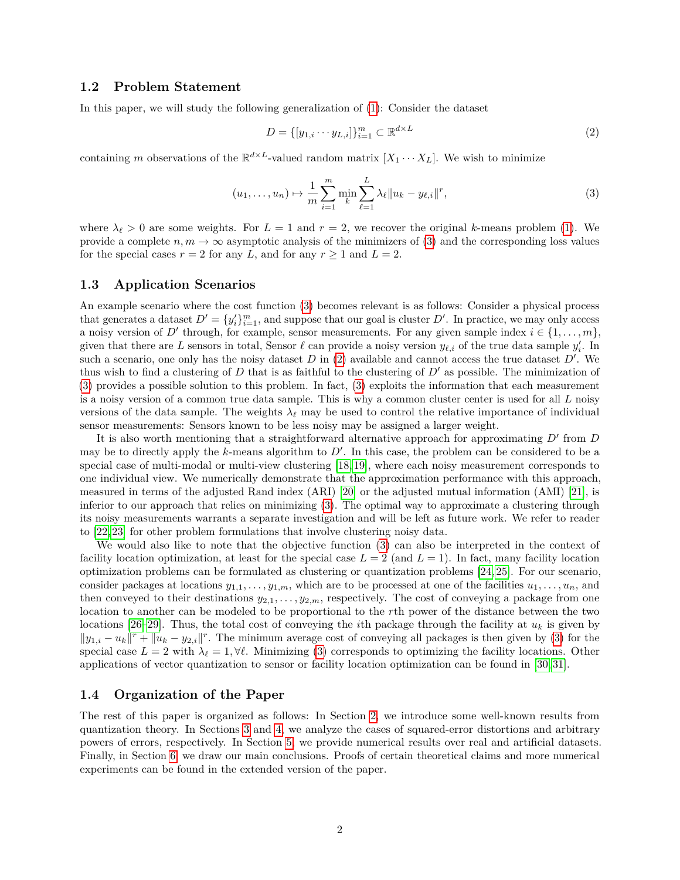### 1.2 Problem Statement

In this paper, we will study the following generalization of (1): Consider the dataset

$$D = \{[y_{1,i} \cdots y_{L,i}]\}_{i=1}^{m} \subset \mathbb{R}^{d\times L} \tag{2}$$

containing $m$ observations of the $\mathbb{R}^{d\times L}$-valued random matrix $[X_1 \cdots X_L]$. We wish to minimize

$$(u_1, \ldots, u_n) \mapsto \frac{1}{m}\sum_{i=1}^{m} \min_k \sum_{\ell=1}^{L} \lambda_\ell \|u_k - y_{\ell,i}\|^r, \tag{3}$$

where $\lambda_\ell > 0$ are some weights. For $L = 1$ and $r = 2$, we recover the original $k$-means problem (1). We provide a complete $n, m \to \infty$ asymptotic analysis of the minimizers of (3) and the corresponding loss values for the special cases $r = 2$ for any $L$, and for any $r \geq 1$ and $L = 2$.

### 1.3 Application Scenarios

An example scenario where the cost function (3) becomes relevant is as follows: Consider a physical process that generates a dataset $D' = \{y'_i\}_{i=1}^{m}$, and suppose that our goal is cluster $D'$. In practice, we may only access a noisy version of $D'$ through, for example, sensor measurements. For any given sample index $i \in \{1, \ldots, m\}$, given that there are $L$ sensors in total, Sensor $\ell$ can provide a noisy version $y_{\ell,i}$ of the true data sample $y'_i$. In such a scenario, one only has the noisy dataset $D$ in (2) available and cannot access the true dataset $D'$. We thus wish to find a clustering of $D$ that is as faithful to the clustering of $D'$ as possible. The minimization of (3) provides a possible solution to this problem. In fact, (3) exploits the information that each measurement is a noisy version of a common true data sample. This is why a common cluster center is used for all $L$ noisy versions of the data sample. The weights $\lambda_\ell$ may be used to control the relative importance of individual sensor measurements: Sensors known to be less noisy may be assigned a larger weight.

It is also worth mentioning that a straightforward alternative approach for approximating $D'$ from $D$ may be to directly apply the $k$-means algorithm to $D'$. In this case, the problem can be considered to be a special case of multi-modal or multi-view clustering [18,19], where each noisy measurement corresponds to one individual view. We numerically demonstrate that the approximation performance with this approach, measured in terms of the adjusted Rand index (ARI) [20] or the adjusted mutual information (AMI) [21], is inferior to our approach that relies on minimizing (3). The optimal way to approximate a clustering through its noisy measurements warrants a separate investigation and will be left as future work. We refer to reader to [22,23] for other problem formulations that involve clustering noisy data.

We would also like to note that the objective function (3) can also be interpreted in the context of facility location optimization, at least for the special case $L = 2$ (and $L = 1$). In fact, many facility location optimization problems can be formulated as clustering or quantization problems [24,25]. For our scenario, consider packages at locations $y_{1,1}, \ldots, y_{1,m}$, which are to be processed at one of the facilities $u_1, \ldots, u_n$, and then conveyed to their destinations $y_{2,1}, \ldots, y_{2,m}$, respectively. The cost of conveying a package from one location to another can be modeled to be proportional to the $r$th power of the distance between the two locations [26–29]. Thus, the total cost of conveying the $i$th package through the facility at $u_k$ is given by $\|y_{1,i} - u_k\|^r + \|u_k - y_{2,i}\|^r$. The minimum average cost of conveying all packages is then given by (3) for the special case $L = 2$ with $\lambda_\ell = 1, \forall \ell$. Minimizing (3) corresponds to optimizing the facility locations. Other applications of vector quantization to sensor or facility location optimization can be found in [30,31].

### 1.4 Organization of the Paper

The rest of this paper is organized as follows: In Section 2, we introduce some well-known results from quantization theory. In Sections 3 and 4, we analyze the cases of squared-error distortions and arbitrary powers of errors, respectively. In Section 5, we provide numerical results over real and artificial datasets. Finally, in Section 6, we draw our main conclusions. Proofs of certain theoretical claims and more numerical experiments can be found in the extended version of the paper.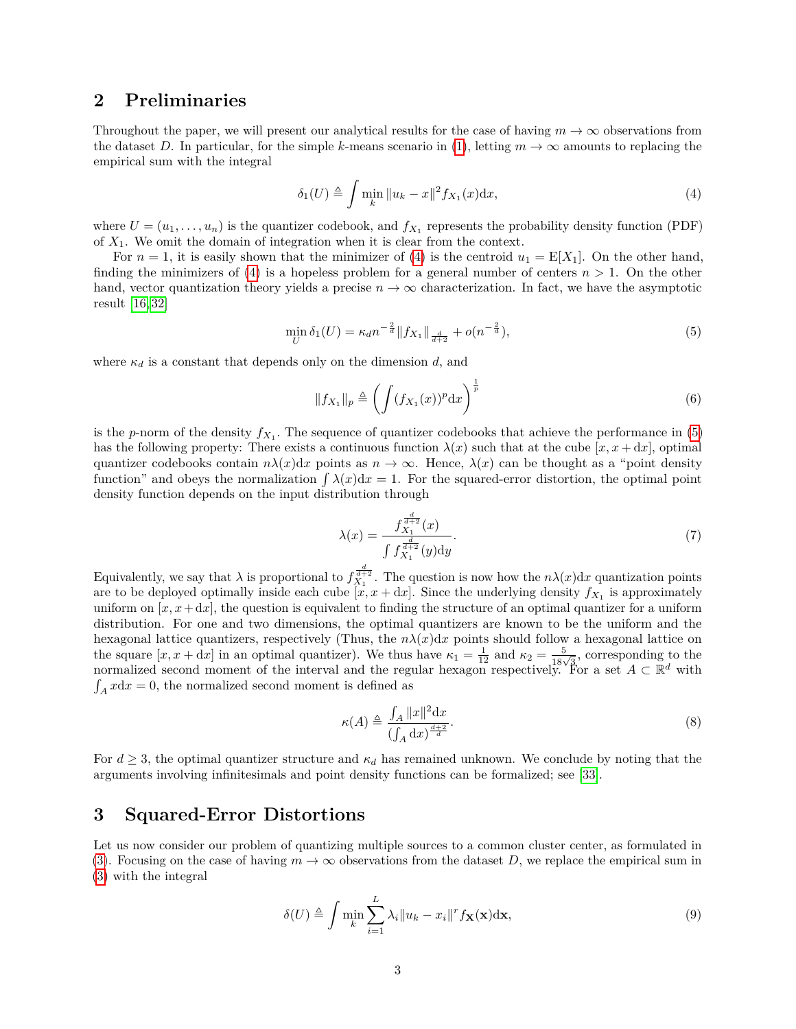## 2 Preliminaries

Throughout the paper, we will present our analytical results for the case of having $m \to \infty$ observations from the dataset $D$. In particular, for the simple $k$-means scenario in (1), letting $m \to \infty$ amounts to replacing the empirical sum with the integral

$$\delta_1(U) \triangleq \int \min_k \|u_k - x\|^2 f_{X_1}(x)\mathrm{d}x, \tag{4}$$

where $U = (u_1, \ldots, u_n)$ is the quantizer codebook, and $f_{X_1}$ represents the probability density function (PDF) of $X_1$. We omit the domain of integration when it is clear from the context.

For $n = 1$, it is easily shown that the minimizer of (4) is the centroid $u_1 = \mathrm{E}[X_1]$. On the other hand, finding the minimizers of (4) is a hopeless problem for a general number of centers $n > 1$. On the other hand, vector quantization theory yields a precise $n \to \infty$ characterization. In fact, we have the asymptotic result [16,32]

$$\min_U \delta_1(U) = \kappa_d n^{-\frac{2}{d}} \|f_{X_1}\|_{\frac{d}{d+2}} + o(n^{-\frac{2}{d}}), \tag{5}$$

where $\kappa_d$ is a constant that depends only on the dimension $d$, and

$$\|f_{X_1}\|_p \triangleq \left( \int (f_{X_1}(x))^p \mathrm{d}x \right)^{\frac{1}{p}} \tag{6}$$

is the $p$-norm of the density $f_{X_1}$. The sequence of quantizer codebooks that achieve the performance in (5) has the following property: There exists a continuous function $\lambda(x)$ such that at the cube $[x, x + \mathrm{d}x]$, optimal quantizer codebooks contain $n\lambda(x)\mathrm{d}x$ points as $n \to \infty$. Hence, $\lambda(x)$ can be thought as a "point density function" and obeys the normalization $\int \lambda(x)\mathrm{d}x = 1$. For the squared-error distortion, the optimal point density function depends on the input distribution through

$$\lambda(x) = \frac{f_{X_1}^{\frac{d}{d+2}}(x)}{\int f_{X_1}^{\frac{d}{d+2}}(y)\mathrm{d}y}. \tag{7}$$

Equivalently, we say that $\lambda$ is proportional to $f_{X_1}^{\frac{d}{d+2}}$. The question is now how the $n\lambda(x)\mathrm{d}x$ quantization points are to be deployed optimally inside each cube $[x, x + \mathrm{d}x]$. Since the underlying density $f_{X_1}$ is approximately uniform on $[x, x+\mathrm{d}x]$, the question is equivalent to finding the structure of an optimal quantizer for a uniform distribution. For one and two dimensions, the optimal quantizers are known to be the uniform and the hexagonal lattice quantizers, respectively (Thus, the $n\lambda(x)\mathrm{d}x$ points should follow a hexagonal lattice on the square $[x, x + \mathrm{d}x]$ in an optimal quantizer). We thus have $\kappa_1 = \frac{1}{12}$ and $\kappa_2 = \frac{5}{18\sqrt{3}}$, corresponding to the normalized second moment of the interval and the regular hexagon respectively. For a set $A \subset \mathbb{R}^d$ with $\int_A x\mathrm{d}x = 0$, the normalized second moment is defined as

$$\kappa(A) \triangleq \frac{\int_A \|x\|^2 \mathrm{d}x}{(\int_A \mathrm{d}x)^{\frac{d+2}{d}}}. \tag{8}$$

For $d \geq 3$, the optimal quantizer structure and $\kappa_d$ has remained unknown. We conclude by noting that the arguments involving infinitesimals and point density functions can be formalized; see [33].

## 3 Squared-Error Distortions

Let us now consider our problem of quantizing multiple sources to a common cluster center, as formulated in (3). Focusing on the case of having $m \to \infty$ observations from the dataset $D$, we replace the empirical sum in (3) with the integral

$$\delta(U) \triangleq \int \min_k \sum_{i=1}^{L} \lambda_i \|u_k - x_i\|^r f_{\mathbf{X}}(\mathbf{x})\mathrm{d}\mathbf{x}, \tag{9}$$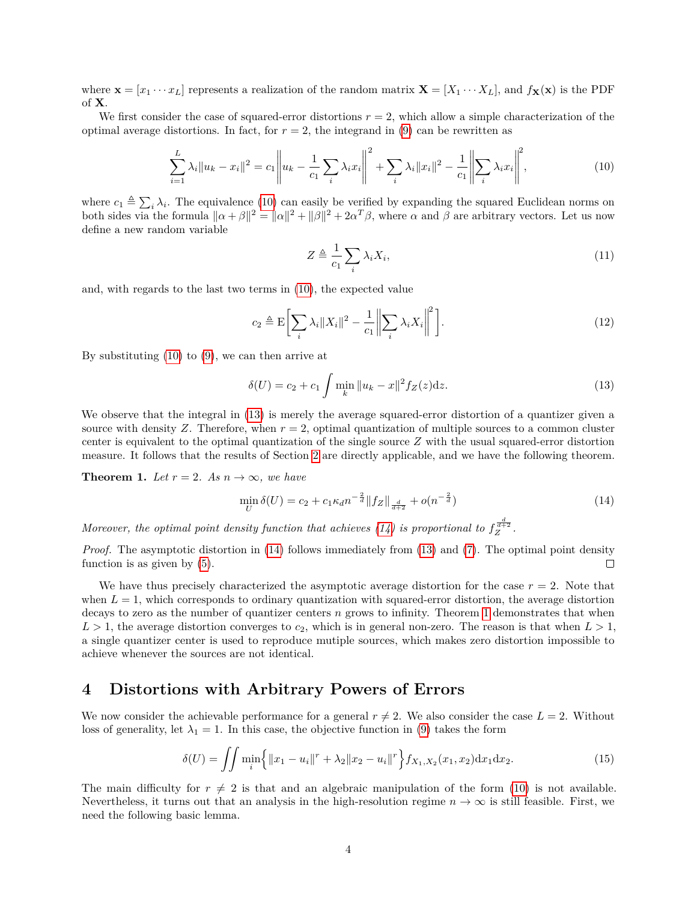where $\mathbf{x} = [x_1 \cdots x_L]$ represents a realization of the random matrix $\mathbf{X} = [X_1 \cdots X_L]$, and $f_{\mathbf{X}}(\mathbf{x})$ is the PDF of $\mathbf{X}$.

We first consider the case of squared-error distortions $r = 2$, which allow a simple characterization of the optimal average distortions. In fact, for $r = 2$, the integrand in (9) can be rewritten as

$$\sum_{i=1}^{L} \lambda_i \|u_k - x_i\|^2 = c_1 \left\| u_k - \frac{1}{c_1} \sum_i \lambda_i x_i \right\|^2 + \sum_i \lambda_i \|x_i\|^2 - \frac{1}{c_1} \left\| \sum_i \lambda_i x_i \right\|^2, \tag{10}$$

where $c_1 \triangleq \sum_i \lambda_i$. The equivalence (10) can easily be verified by expanding the squared Euclidean norms on both sides via the formula $\|\alpha + \beta\|^2 = \|\alpha\|^2 + \|\beta\|^2 + 2\alpha^T \beta$, where $\alpha$ and $\beta$ are arbitrary vectors. Let us now define a new random variable

$$Z \triangleq \frac{1}{c_1} \sum_i \lambda_i X_i, \tag{11}$$

and, with regards to the last two terms in (10), the expected value

$$c_2 \triangleq \mathrm{E}\left[ \sum_i \lambda_i \|X_i\|^2 - \frac{1}{c_1} \left\| \sum_i \lambda_i X_i \right\|^2 \right]. \tag{12}$$

By substituting (10) to (9), we can then arrive at

$$\delta(U) = c_2 + c_1 \int \min_k \|u_k - x\|^2 f_Z(z) \mathrm{d}z. \tag{13}$$

We observe that the integral in (13) is merely the average squared-error distortion of a quantizer given a source with density $Z$. Therefore, when $r = 2$, optimal quantization of multiple sources to a common cluster center is equivalent to the optimal quantization of the single source $Z$ with the usual squared-error distortion measure. It follows that the results of Section 2 are directly applicable, and we have the following theorem.

**Theorem 1.** *Let $r = 2$. As $n \to \infty$, we have*

$$\min_U \delta(U) = c_2 + c_1 \kappa_d n^{-\frac{2}{d}} \|f_Z\|_{\frac{d}{d+2}} + o(n^{-\frac{2}{d}}) \tag{14}$$

*Moreover, the optimal point density function that achieves (14) is proportional to $f_Z^{\frac{d}{d+2}}$.*

*Proof.* The asymptotic distortion in (14) follows immediately from (13) and (7). The optimal point density function is as given by (5). $\square$

We have thus precisely characterized the asymptotic average distortion for the case $r = 2$. Note that when $L = 1$, which corresponds to ordinary quantization with squared-error distortion, the average distortion decays to zero as the number of quantizer centers $n$ grows to infinity. Theorem 1 demonstrates that when $L > 1$, the average distortion converges to $c_2$, which is in general non-zero. The reason is that when $L > 1$, a single quantizer center is used to reproduce mutiple sources, which makes zero distortion impossible to achieve whenever the sources are not identical.

# 4 Distortions with Arbitrary Powers of Errors

We now consider the achievable performance for a general $r \neq 2$. We also consider the case $L = 2$. Without loss of generality, let $\lambda_1 = 1$. In this case, the objective function in (9) takes the form

$$\delta(U) = \iint \min_i \Big\{ \|x_1 - u_i\|^r + \lambda_2 \|x_2 - u_i\|^r \Big\} f_{X_1,X_2}(x_1, x_2) \mathrm{d}x_1 \mathrm{d}x_2. \tag{15}$$

The main difficulty for $r \neq 2$ is that and an algebraic manipulation of the form (10) is not available. Nevertheless, it turns out that an analysis in the high-resolution regime $n \to \infty$ is still feasible. First, we need the following basic lemma.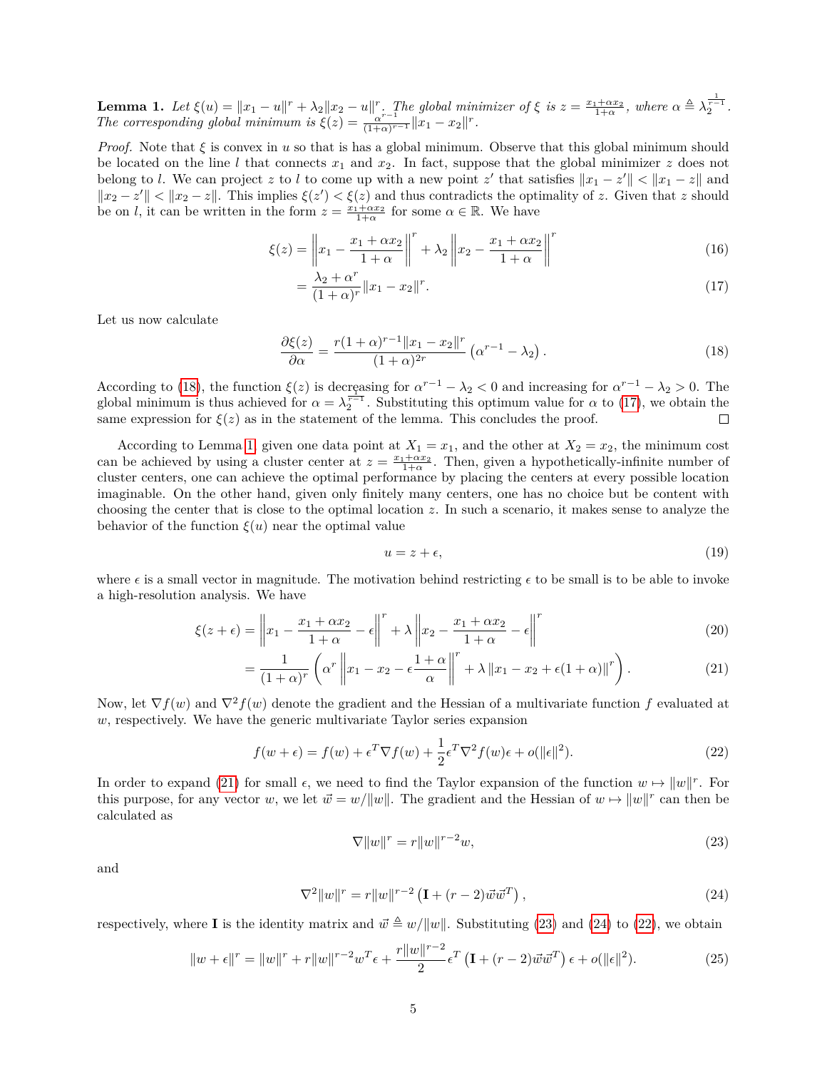**Lemma 1.** *Let $\xi(u) = \|x_1 - u\|^r + \lambda_2 \|x_2 - u\|^r$. The global minimizer of $\xi$ is $z = \frac{x_1 + \alpha x_2}{1+\alpha}$, where $\alpha \triangleq \lambda_2^{\frac{1}{r-1}}$. The corresponding global minimum is $\xi(z) = \frac{\alpha^{r-1}}{(1+\alpha)^{r-1}} \|x_1 - x_2\|^r$.*

*Proof.* Note that $\xi$ is convex in $u$ so that is has a global minimum. Observe that this global minimum should be located on the line $l$ that connects $x_1$ and $x_2$. In fact, suppose that the global minimizer $z$ does not belong to $l$. We can project $z$ to $l$ to come up with a new point $z'$ that satisfies $\|x_1 - z'\| < \|x_1 - z\|$ and $\|x_2 - z'\| < \|x_2 - z\|$. This implies $\xi(z') < \xi(z)$ and thus contradicts the optimality of $z$. Given that $z$ should be on $l$, it can be written in the form $z = \frac{x_1 + \alpha x_2}{1+\alpha}$ for some $\alpha \in \mathbb{R}$. We have

$$\xi(z) = \left\| x_1 - \frac{x_1 + \alpha x_2}{1+\alpha} \right\|^r + \lambda_2 \left\| x_2 - \frac{x_1 + \alpha x_2}{1+\alpha} \right\|^r \tag{16}$$

$$= \frac{\lambda_2 + \alpha^r}{(1+\alpha)^r} \|x_1 - x_2\|^r. \tag{17}$$

Let us now calculate

$$\frac{\partial \xi(z)}{\partial \alpha} = \frac{r(1+\alpha)^{r-1} \|x_1 - x_2\|^r}{(1+\alpha)^{2r}} \left( \alpha^{r-1} - \lambda_2 \right). \tag{18}$$

According to (18), the function $\xi(z)$ is decreasing for $\alpha^{r-1} - \lambda_2 < 0$ and increasing for $\alpha^{r-1} - \lambda_2 > 0$. The global minimum is thus achieved for $\alpha = \lambda_2^{\frac{1}{r-1}}$. Substituting this optimum value for $\alpha$ to (17), we obtain the same expression for $\xi(z)$ as in the statement of the lemma. This concludes the proof. ∎

According to Lemma 1, given one data point at $X_1 = x_1$, and the other at $X_2 = x_2$, the minimum cost can be achieved by using a cluster center at $z = \frac{x_1 + \alpha x_2}{1+\alpha}$. Then, given a hypothetically-infinite number of cluster centers, one can achieve the optimal performance by placing the centers at every possible location imaginable. On the other hand, given only finitely many centers, one has no choice but be content with choosing the center that is close to the optimal location $z$. In such a scenario, it makes sense to analyze the behavior of the function $\xi(u)$ near the optimal value

$$u = z + \epsilon, \tag{19}$$

where $\epsilon$ is a small vector in magnitude. The motivation behind restricting $\epsilon$ to be small is to be able to invoke a high-resolution analysis. We have

$$\xi(z + \epsilon) = \left\| x_1 - \frac{x_1 + \alpha x_2}{1+\alpha} - \epsilon \right\|^r + \lambda \left\| x_2 - \frac{x_1 + \alpha x_2}{1+\alpha} - \epsilon \right\|^r \tag{20}$$

$$= \frac{1}{(1+\alpha)^r} \left( \alpha^r \left\| x_1 - x_2 - \epsilon \frac{1+\alpha}{\alpha} \right\|^r + \lambda \left\| x_1 - x_2 + \epsilon(1+\alpha) \right\|^r \right). \tag{21}$$

Now, let $\nabla f(w)$ and $\nabla^2 f(w)$ denote the gradient and the Hessian of a multivariate function $f$ evaluated at $w$, respectively. We have the generic multivariate Taylor series expansion

$$f(w + \epsilon) = f(w) + \epsilon^T \nabla f(w) + \frac{1}{2} \epsilon^T \nabla^2 f(w) \epsilon + o(\|\epsilon\|^2). \tag{22}$$

In order to expand (21) for small $\epsilon$, we need to find the Taylor expansion of the function $w \mapsto \|w\|^r$. For this purpose, for any vector $w$, we let $\vec{w} = w / \|w\|$. The gradient and the Hessian of $w \mapsto \|w\|^r$ can then be calculated as

$$\nabla \|w\|^r = r \|w\|^{r-2} w, \tag{23}$$

and

$$\nabla^2 \|w\|^r = r \|w\|^{r-2} \left( \mathbf{I} + (r-2) \vec{w} \vec{w}^T \right), \tag{24}$$

respectively, where $\mathbf{I}$ is the identity matrix and $\vec{w} \triangleq w / \|w\|$. Substituting (23) and (24) to (22), we obtain

$$\|w + \epsilon\|^r = \|w\|^r + r \|w\|^{r-2} w^T \epsilon + \frac{r \|w\|^{r-2}}{2} \epsilon^T \left( \mathbf{I} + (r-2) \vec{w} \vec{w}^T \right) \epsilon + o(\|\epsilon\|^2). \tag{25}$$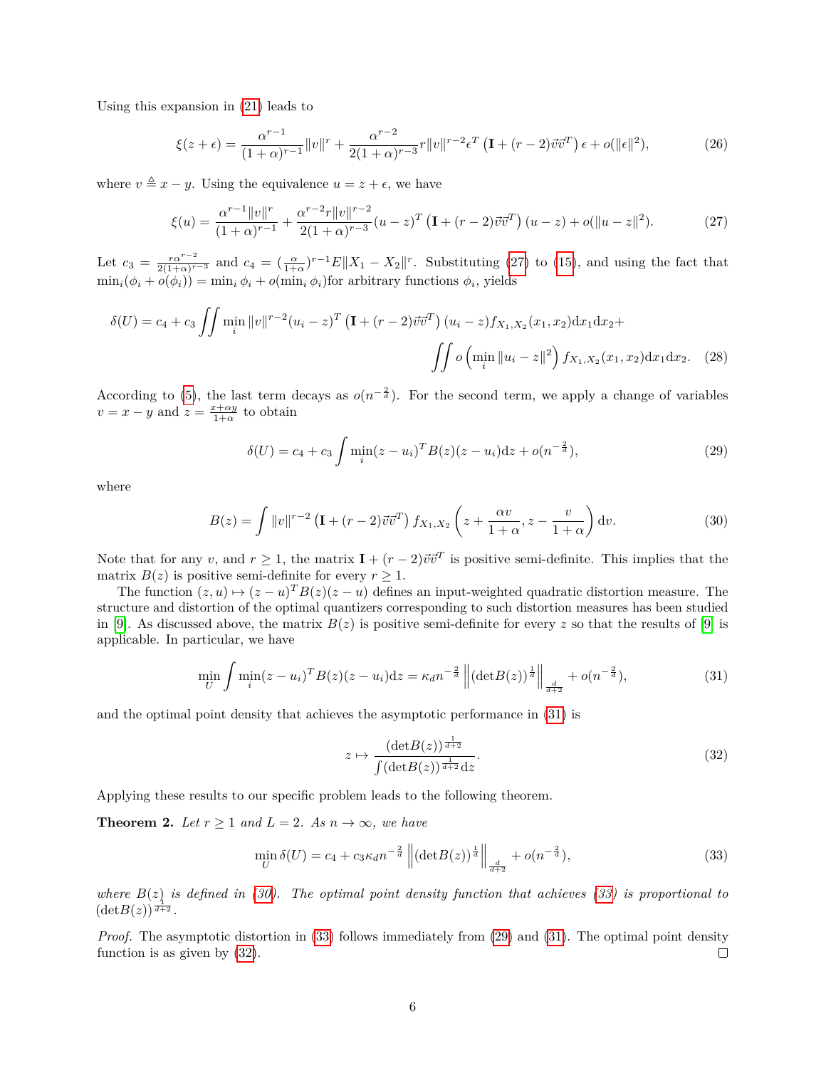Using this expansion in (21) leads to

$$\xi(z+\epsilon) = \frac{\alpha^{r-1}}{(1+\alpha)^{r-1}}\|v\|^r + \frac{\alpha^{r-2}}{2(1+\alpha)^{r-3}} r\|v\|^{r-2}\epsilon^T\left(\mathbf{I} + (r-2)\vec{v}\vec{v}^T\right)\epsilon + o(\|\epsilon\|^2), \tag{26}$$

where $v \triangleq x - y$. Using the equivalence $u = z + \epsilon$, we have

$$\xi(u) = \frac{\alpha^{r-1}\|v\|^r}{(1+\alpha)^{r-1}} + \frac{\alpha^{r-2} r\|v\|^{r-2}}{2(1+\alpha)^{r-3}}(u-z)^T\left(\mathbf{I} + (r-2)\vec{v}\vec{v}^T\right)(u-z) + o(\|u-z\|^2). \tag{27}$$

Let $c_3 = \frac{r\alpha^{r-2}}{2(1+\alpha)^{r-3}}$ and $c_4 = (\frac{\alpha}{1+\alpha})^{r-1}E\|X_1 - X_2\|^r$. Substituting (27) to (15), and using the fact that $\min_i(\phi_i + o(\phi_i)) = \min_i \phi_i + o(\min_i \phi_i)$for arbitrary functions $\phi_i$, yields

$$\delta(U) = c_4 + c_3 \iint \min_i \|v\|^{r-2}(u_i - z)^T\left(\mathbf{I} + (r-2)\vec{v}\vec{v}^T\right)(u_i - z) f_{X_1,X_2}(x_1,x_2)\mathrm{d}x_1\mathrm{d}x_2 + \iint o\left(\min_i \|u_i - z\|^2\right) f_{X_1,X_2}(x_1,x_2)\mathrm{d}x_1\mathrm{d}x_2. \tag{28}$$

According to (5), the last term decays as $o(n^{-\frac{2}{d}})$. For the second term, we apply a change of variables $v = x - y$ and $z = \frac{x+\alpha y}{1+\alpha}$ to obtain

$$\delta(U) = c_4 + c_3 \int \min_i (z-u_i)^T B(z)(z-u_i)\mathrm{d}z + o(n^{-\frac{2}{d}}), \tag{29}$$

where

$$B(z) = \int \|v\|^{r-2}\left(\mathbf{I} + (r-2)\vec{v}\vec{v}^T\right) f_{X_1,X_2}\left(z + \frac{\alpha v}{1+\alpha}, z - \frac{v}{1+\alpha}\right)\mathrm{d}v. \tag{30}$$

Note that for any $v$, and $r \geq 1$, the matrix $\mathbf{I} + (r-2)\vec{v}\vec{v}^T$ is positive semi-definite. This implies that the matrix $B(z)$ is positive semi-definite for every $r \geq 1$.

The function $(z,u) \mapsto (z-u)^T B(z)(z-u)$ defines an input-weighted quadratic distortion measure. The structure and distortion of the optimal quantizers corresponding to such distortion measures has been studied in [9]. As discussed above, the matrix $B(z)$ is positive semi-definite for every $z$ so that the results of [9] is applicable. In particular, we have

$$\min_U \int \min_i (z-u_i)^T B(z)(z-u_i)\mathrm{d}z = \kappa_d n^{-\frac{2}{d}}\left\|(\det B(z))^{\frac{1}{d}}\right\|_{\frac{d}{d+2}} + o(n^{-\frac{2}{d}}), \tag{31}$$

and the optimal point density that achieves the asymptotic performance in (31) is

$$z \mapsto \frac{(\det B(z))^{\frac{1}{d+2}}}{\int (\det B(z))^{\frac{1}{d+2}}\mathrm{d}z}. \tag{32}$$

Applying these results to our specific problem leads to the following theorem.

**Theorem 2.** *Let $r \geq 1$ and $L = 2$. As $n \to \infty$, we have*

$$\min_U \delta(U) = c_4 + c_3\kappa_d n^{-\frac{2}{d}}\left\|(\det B(z))^{\frac{1}{d}}\right\|_{\frac{d}{d+2}} + o(n^{-\frac{2}{d}}), \tag{33}$$

*where $B(z)$ is defined in (30). The optimal point density function that achieves (33) is proportional to $(\det B(z))^{\frac{1}{d+2}}$.*

*Proof.* The asymptotic distortion in (33) follows immediately from (29) and (31). The optimal point density function is as given by (32). □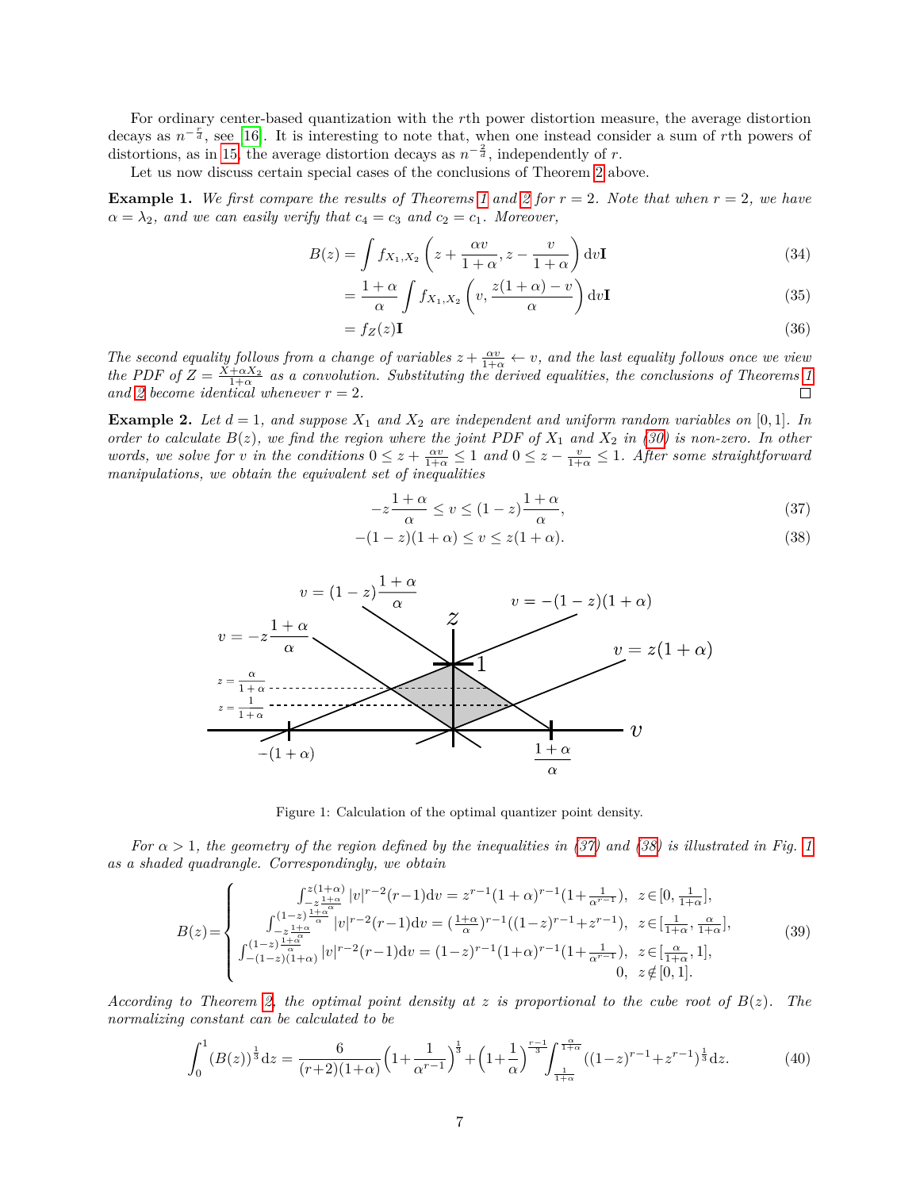For ordinary center-based quantization with the $r$th power distortion measure, the average distortion decays as $n^{-\frac{r}{d}}$, see [16]. It is interesting to note that, when one instead consider a sum of $r$th powers of distortions, as in [15], the average distortion decays as $n^{-\frac{2}{d}}$, independently of $r$.

Let us now discuss certain special cases of the conclusions of Theorem 2 above.

**Example 1.** *We first compare the results of Theorems 1 and 2 for $r=2$. Note that when $r=2$, we have $\alpha = \lambda_2$, and we can easily verify that $c_4 = c_3$ and $c_2 = c_1$. Moreover,*

$$B(z) = \int f_{X_1,X_2}\left(z + \frac{\alpha v}{1+\alpha}, z - \frac{v}{1+\alpha}\right) \mathrm{d}v\mathbf{I} \tag{34}$$

$$= \frac{1+\alpha}{\alpha}\int f_{X_1,X_2}\left(v, \frac{z(1+\alpha)-v}{\alpha}\right) \mathrm{d}v\mathbf{I} \tag{35}$$

$$= f_Z(z)\mathbf{I} \tag{36}$$

*The second equality follows from a change of variables $z + \frac{\alpha v}{1+\alpha} \leftarrow v$, and the last equality follows once we view the PDF of $Z = \frac{X+\alpha X_2}{1+\alpha}$ as a convolution. Substituting the derived equalities, the conclusions of Theorems 1 and 2 become identical whenever $r=2$.* □

**Example 2.** *Let $d=1$, and suppose $X_1$ and $X_2$ are independent and uniform random variables on $[0,1]$. In order to calculate $B(z)$, we find the region where the joint PDF of $X_1$ and $X_2$ in (30) is non-zero. In other words, we solve for $v$ in the conditions $0 \leq z + \frac{\alpha v}{1+\alpha} \leq 1$ and $0 \leq z - \frac{v}{1+\alpha} \leq 1$. After some straightforward manipulations, we obtain the equivalent set of inequalities*

$$-z\frac{1+\alpha}{\alpha} \leq v \leq (1-z)\frac{1+\alpha}{\alpha}, \tag{37}$$

$$-(1-z)(1+\alpha) \leq v \leq z(1+\alpha). \tag{38}$$

Figure 1: Calculation of the optimal quantizer point density.

*For $\alpha > 1$, the geometry of the region defined by the inequalities in (37) and (38) is illustrated in Fig. 1 as a shaded quadrangle. Correspondingly, we obtain*

$$B(z) = \begin{cases} \int_{-z\frac{1+\alpha}{\alpha}}^{z(1+\alpha)} |v|^{r-2}(r-1)\mathrm{d}v = z^{r-1}(1+\alpha)^{r-1}(1+\frac{1}{\alpha^{r-1}}), & z \in [0, \frac{1}{1+\alpha}], \\ \int_{-z\frac{1+\alpha}{\alpha}}^{(1-z)\frac{1+\alpha}{\alpha}} |v|^{r-2}(r-1)\mathrm{d}v = (\frac{1+\alpha}{\alpha})^{r-1}((1-z)^{r-1}+z^{r-1}), & z \in [\frac{1}{1+\alpha}, \frac{\alpha}{1+\alpha}], \\ \int_{-(1-z)(1+\alpha)}^{(1-z)\frac{1+\alpha}{\alpha}} |v|^{r-2}(r-1)\mathrm{d}v = (1-z)^{r-1}(1+\alpha)^{r-1}(1+\frac{1}{\alpha^{r-1}}), & z \in [\frac{\alpha}{1+\alpha}, 1], \\ 0, & z \notin [0,1]. \end{cases} \tag{39}$$

*According to Theorem 2, the optimal point density at $z$ is proportional to the cube root of $B(z)$. The normalizing constant can be calculated to be*

$$\int_0^1 (B(z))^{\frac{1}{3}}\mathrm{d}z = \frac{6}{(r+2)(1+\alpha)}\Big(1+\frac{1}{\alpha^{r-1}}\Big)^{\frac{1}{3}} + \Big(1+\frac{1}{\alpha}\Big)^{\frac{r-1}{3}} \int_{\frac{1}{1+\alpha}}^{\frac{\alpha}{1+\alpha}} ((1-z)^{r-1}+z^{r-1})^{\frac{1}{3}}\mathrm{d}z. \tag{40}$$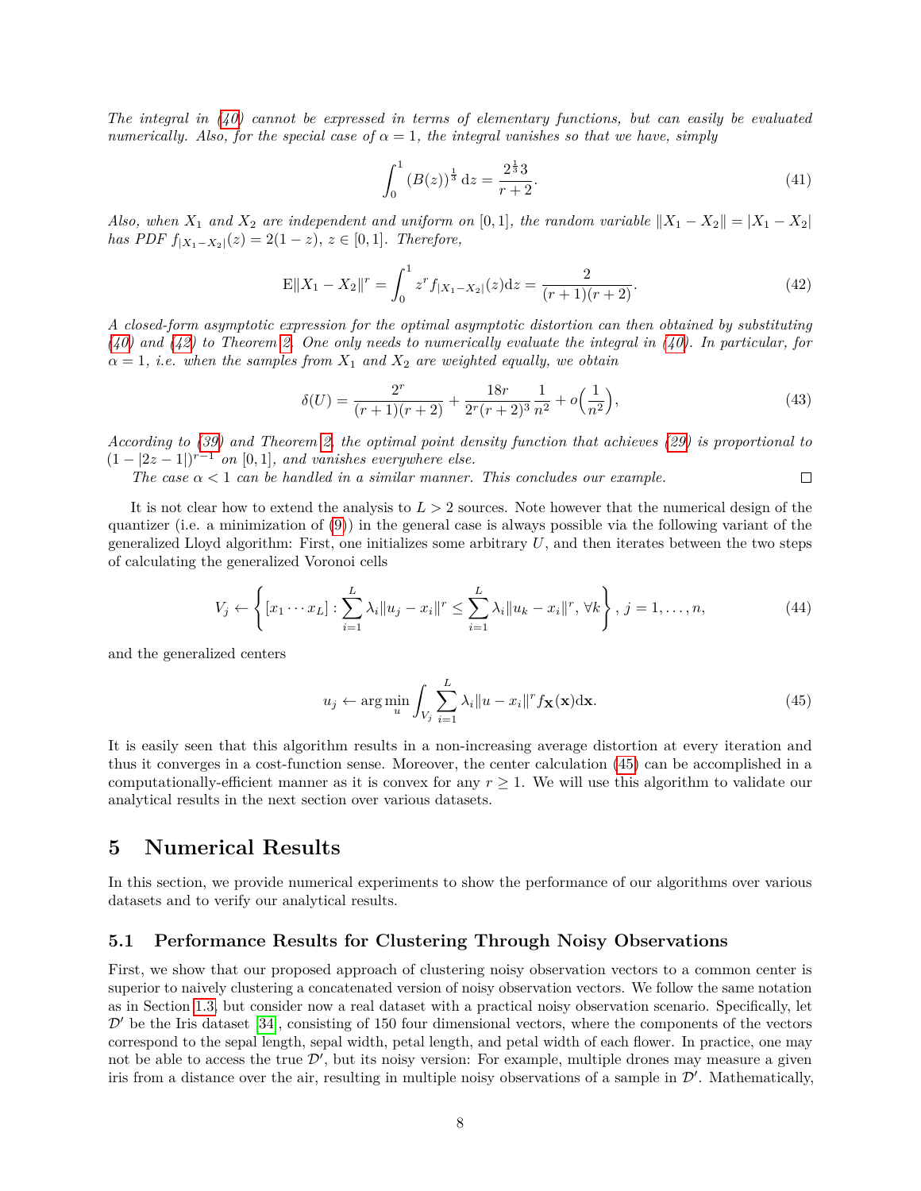*The integral in (40) cannot be expressed in terms of elementary functions, but can easily be evaluated numerically. Also, for the special case of $\alpha = 1$, the integral vanishes so that we have, simply*

$$\int_0^1 (B(z))^{\frac{1}{3}}\,\mathrm{d}z = \frac{2^{\frac{1}{3}}3}{r+2}. \tag{41}$$

*Also, when $X_1$ and $X_2$ are independent and uniform on $[0,1]$, the random variable $\|X_1 - X_2\| = |X_1 - X_2|$ has PDF $f_{|X_1-X_2|}(z) = 2(1-z)$, $z \in [0,1]$. Therefore,*

$$\mathrm{E}\|X_1 - X_2\|^r = \int_0^1 z^r f_{|X_1-X_2|}(z)\mathrm{d}z = \frac{2}{(r+1)(r+2)}. \tag{42}$$

*A closed-form asymptotic expression for the optimal asymptotic distortion can then obtained by substituting (40) and (42) to Theorem 2. One only needs to numerically evaluate the integral in (40). In particular, for $\alpha = 1$, i.e. when the samples from $X_1$ and $X_2$ are weighted equally, we obtain*

$$\delta(U) = \frac{2^r}{(r+1)(r+2)} + \frac{18r}{2^r(r+2)^3}\frac{1}{n^2} + o\Big(\frac{1}{n^2}\Big), \tag{43}$$

*According to (39) and Theorem 2, the optimal point density function that achieves (29) is proportional to $(1-|2z-1|)^{r-1}$ on $[0,1]$, and vanishes everywhere else.*

*The case $\alpha < 1$ can be handled in a similar manner. This concludes our example.* □

It is not clear how to extend the analysis to $L > 2$ sources. Note however that the numerical design of the quantizer (i.e. a minimization of (9)) in the general case is always possible via the following variant of the generalized Lloyd algorithm: First, one initializes some arbitrary $U$, and then iterates between the two steps of calculating the generalized Voronoi cells

$$V_j \leftarrow \left\{ [x_1 \cdots x_L] : \sum_{i=1}^{L} \lambda_i \|u_j - x_i\|^r \leq \sum_{i=1}^{L} \lambda_i \|u_k - x_i\|^r,\, \forall k \right\},\, j = 1,\ldots,n, \tag{44}$$

and the generalized centers

$$u_j \leftarrow \arg\min_u \int_{V_j} \sum_{i=1}^{L} \lambda_i \|u - x_i\|^r f_{\mathbf{X}}(\mathbf{x})\mathrm{d}\mathbf{x}. \tag{45}$$

It is easily seen that this algorithm results in a non-increasing average distortion at every iteration and thus it converges in a cost-function sense. Moreover, the center calculation (45) can be accomplished in a computationally-efficient manner as it is convex for any $r \geq 1$. We will use this algorithm to validate our analytical results in the next section over various datasets.

# 5 Numerical Results

In this section, we provide numerical experiments to show the performance of our algorithms over various datasets and to verify our analytical results.

## 5.1 Performance Results for Clustering Through Noisy Observations

First, we show that our proposed approach of clustering noisy observation vectors to a common center is superior to naively clustering a concatenated version of noisy observation vectors. We follow the same notation as in Section 1.3, but consider now a real dataset with a practical noisy observation scenario. Specifically, let $\mathcal{D}'$ be the Iris dataset [34], consisting of 150 four dimensional vectors, where the components of the vectors correspond to the sepal length, sepal width, petal length, and petal width of each flower. In practice, one may not be able to access the true $\mathcal{D}'$, but its noisy version: For example, multiple drones may measure a given iris from a distance over the air, resulting in multiple noisy observations of a sample in $\mathcal{D}'$. Mathematically,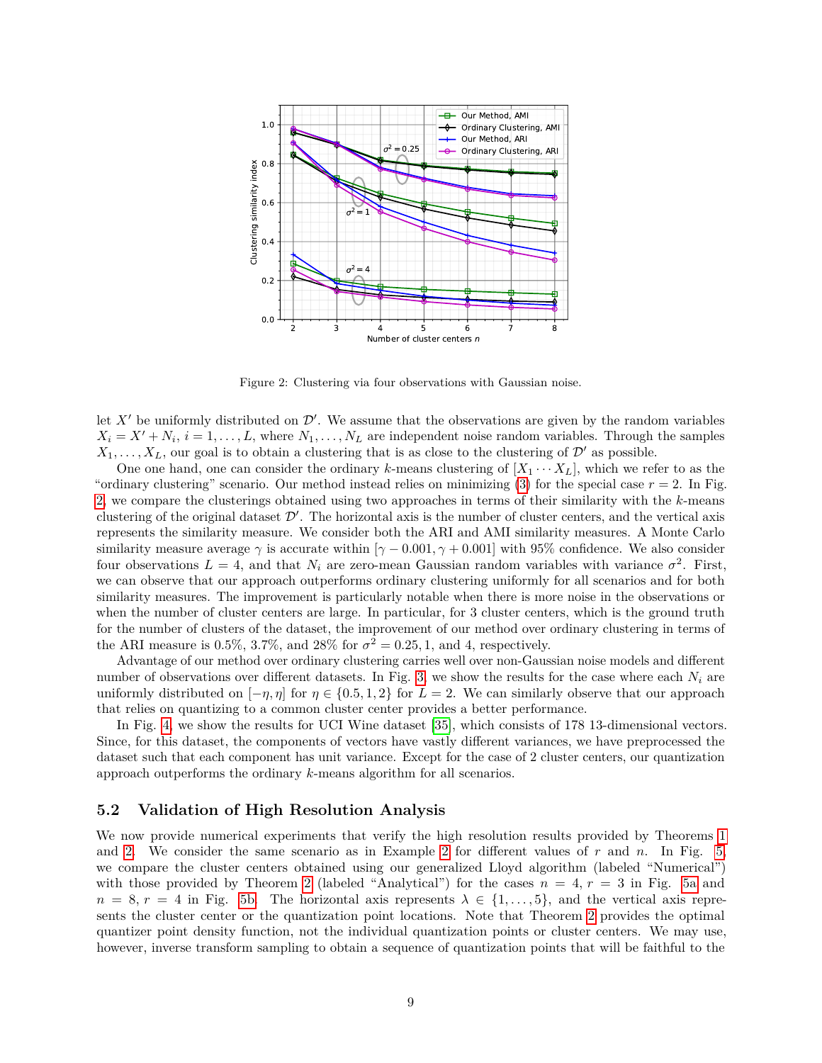Figure 2: Clustering via four observations with Gaussian noise.

let $X'$ be uniformly distributed on $\mathcal{D}'$. We assume that the observations are given by the random variables $X_i = X' + N_i$, $i = 1, \ldots, L$, where $N_1, \ldots, N_L$ are independent noise random variables. Through the samples $X_1, \ldots, X_L$, our goal is to obtain a clustering that is as close to the clustering of $\mathcal{D}'$ as possible.

One one hand, one can consider the ordinary $k$-means clustering of $[X_1 \cdots X_L]$, which we refer to as the "ordinary clustering" scenario. Our method instead relies on minimizing (3) for the special case $r = 2$. In Fig. 2, we compare the clusterings obtained using two approaches in terms of their similarity with the $k$-means clustering of the original dataset $\mathcal{D}'$. The horizontal axis is the number of cluster centers, and the vertical axis represents the similarity measure. We consider both the ARI and AMI similarity measures. A Monte Carlo similarity measure average $\gamma$ is accurate within $[\gamma - 0.001, \gamma + 0.001]$ with 95% confidence. We also consider four observations $L = 4$, and that $N_i$ are zero-mean Gaussian random variables with variance $\sigma^2$. First, we can observe that our approach outperforms ordinary clustering uniformly for all scenarios and for both similarity measures. The improvement is particularly notable when there is more noise in the observations or when the number of cluster centers are large. In particular, for 3 cluster centers, which is the ground truth for the number of clusters of the dataset, the improvement of our method over ordinary clustering in terms of the ARI measure is 0.5%, 3.7%, and 28% for $\sigma^2 = 0.25, 1$, and 4, respectively.

Advantage of our method over ordinary clustering carries well over non-Gaussian noise models and different number of observations over different datasets. In Fig. 3, we show the results for the case where each $N_i$ are uniformly distributed on $[-\eta, \eta]$ for $\eta \in \{0.5, 1, 2\}$ for $L = 2$. We can similarly observe that our approach that relies on quantizing to a common cluster center provides a better performance.

In Fig. 4, we show the results for UCI Wine dataset [35], which consists of 178 13-dimensional vectors. Since, for this dataset, the components of vectors have vastly different variances, we have preprocessed the dataset such that each component has unit variance. Except for the case of 2 cluster centers, our quantization approach outperforms the ordinary $k$-means algorithm for all scenarios.

## 5.2 Validation of High Resolution Analysis

We now provide numerical experiments that verify the high resolution results provided by Theorems 1 and 2. We consider the same scenario as in Example 2 for different values of $r$ and $n$. In Fig. 5, we compare the cluster centers obtained using our generalized Lloyd algorithm (labeled "Numerical") with those provided by Theorem 2 (labeled "Analytical") for the cases $n = 4$, $r = 3$ in Fig. 5a and $n = 8$, $r = 4$ in Fig. 5b. The horizontal axis represents $\lambda \in \{1, \ldots, 5\}$, and the vertical axis represents the cluster center or the quantization point locations. Note that Theorem 2 provides the optimal quantizer point density function, not the individual quantization points or cluster centers. We may use, however, inverse transform sampling to obtain a sequence of quantization points that will be faithful to the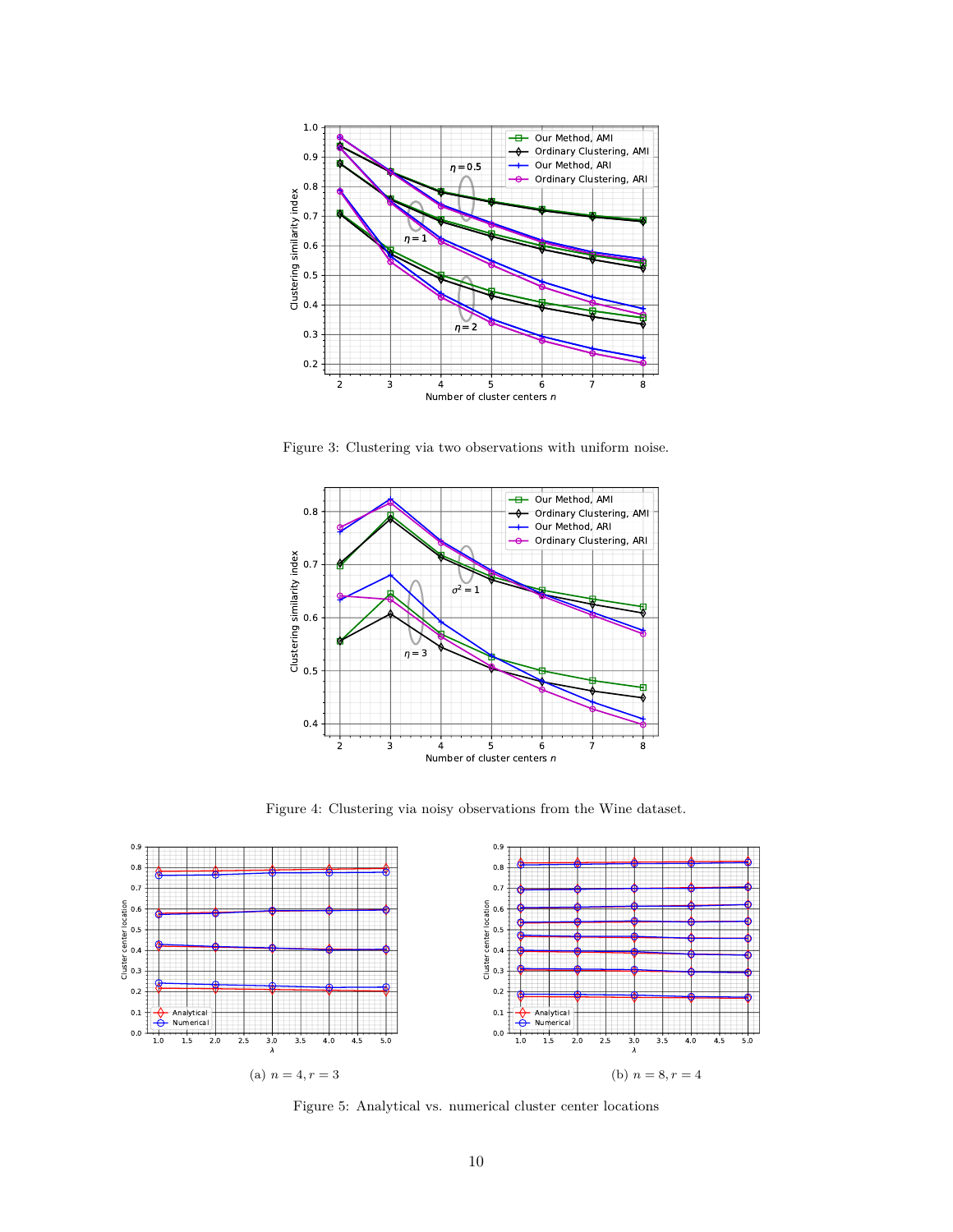Figure 3: Clustering via two observations with uniform noise.

Figure 4: Clustering via noisy observations from the Wine dataset.

(a) $n = 4, r = 3$

(b) $n = 8, r = 4$

Figure 5: Analytical vs. numerical cluster center locations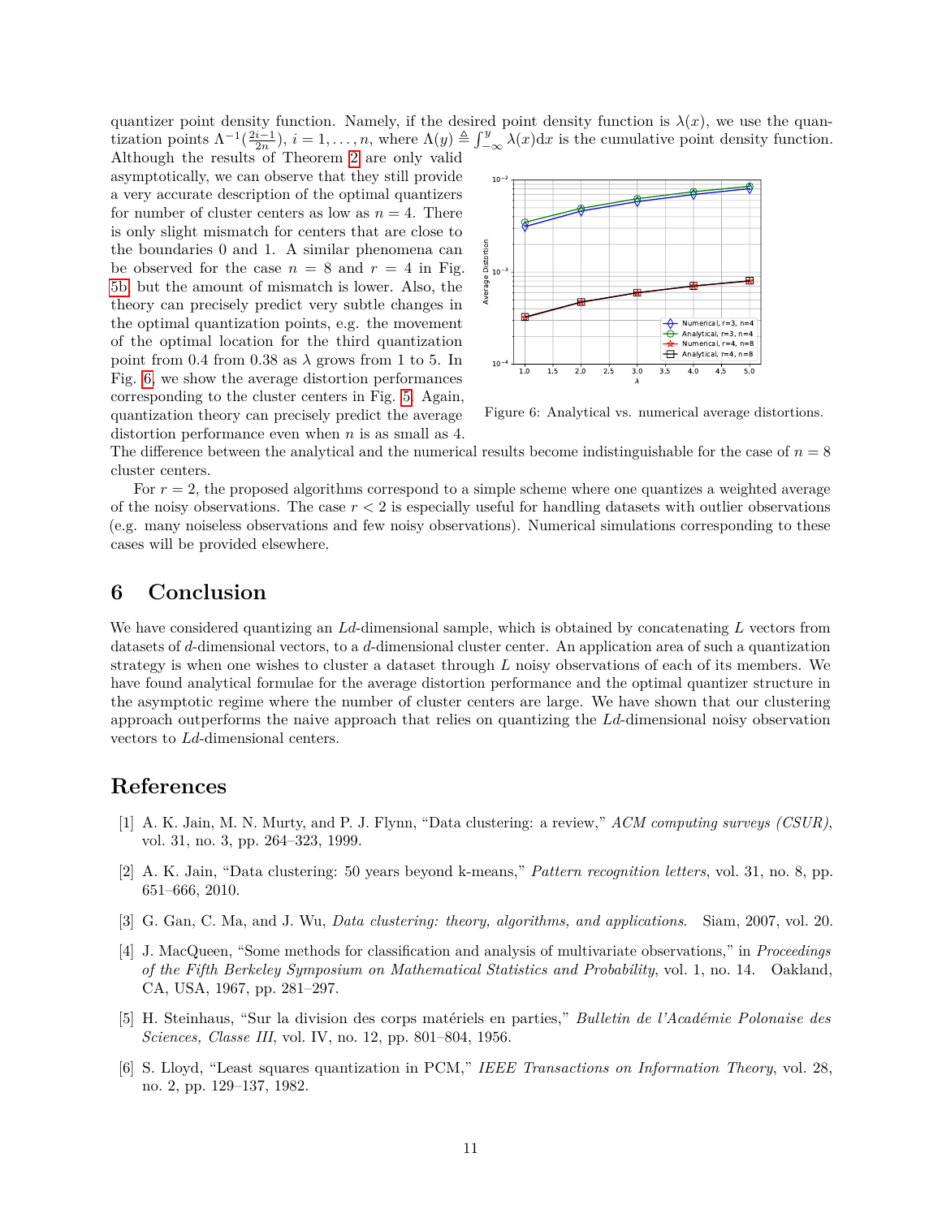quantizer point density function. Namely, if the desired point density function is $\lambda(x)$, we use the quantization points $\Lambda^{-1}(\frac{2i-1}{2n})$, $i = 1, \ldots, n$, where $\Lambda(y) \triangleq \int_{-\infty}^{y} \lambda(x)\mathrm{d}x$ is the cumulative point density function. Although the results of Theorem 2 are only valid asymptotically, we can observe that they still provide a very accurate description of the optimal quantizers for number of cluster centers as low as $n = 4$. There is only slight mismatch for centers that are close to the boundaries 0 and 1. A similar phenomena can be observed for the case $n = 8$ and $r = 4$ in Fig. 5b, but the amount of mismatch is lower. Also, the theory can precisely predict very subtle changes in the optimal quantization points, e.g. the movement of the optimal location for the third quantization point from 0.4 from 0.38 as $\lambda$ grows from 1 to 5. In Fig. 6, we show the average distortion performances corresponding to the cluster centers in Fig. 5. Again, quantization theory can precisely predict the average distortion performance even when $n$ is as small as 4. The difference between the analytical and the numerical results become indistinguishable for the case of $n = 8$ cluster centers.

Figure 6: Analytical vs. numerical average distortions.

For $r = 2$, the proposed algorithms correspond to a simple scheme where one quantizes a weighted average of the noisy observations. The case $r < 2$ is especially useful for handling datasets with outlier observations (e.g. many noiseless observations and few noisy observations). Numerical simulations corresponding to these cases will be provided elsewhere.

## 6 Conclusion

We have considered quantizing an $Ld$-dimensional sample, which is obtained by concatenating $L$ vectors from datasets of $d$-dimensional vectors, to a $d$-dimensional cluster center. An application area of such a quantization strategy is when one wishes to cluster a dataset through $L$ noisy observations of each of its members. We have found analytical formulae for the average distortion performance and the optimal quantizer structure in the asymptotic regime where the number of cluster centers are large. We have shown that our clustering approach outperforms the naive approach that relies on quantizing the $Ld$-dimensional noisy observation vectors to $Ld$-dimensional centers.

## References

[1] A. K. Jain, M. N. Murty, and P. J. Flynn, "Data clustering: a review," *ACM computing surveys (CSUR)*, vol. 31, no. 3, pp. 264–323, 1999.

[2] A. K. Jain, "Data clustering: 50 years beyond k-means," *Pattern recognition letters*, vol. 31, no. 8, pp. 651–666, 2010.

[3] G. Gan, C. Ma, and J. Wu, *Data clustering: theory, algorithms, and applications*. Siam, 2007, vol. 20.

[4] J. MacQueen, "Some methods for classification and analysis of multivariate observations," in *Proceedings of the Fifth Berkeley Symposium on Mathematical Statistics and Probability*, vol. 1, no. 14. Oakland, CA, USA, 1967, pp. 281–297.

[5] H. Steinhaus, "Sur la division des corps matériels en parties," *Bulletin de l'Académie Polonaise des Sciences, Classe III*, vol. IV, no. 12, pp. 801–804, 1956.

[6] S. Lloyd, "Least squares quantization in PCM," *IEEE Transactions on Information Theory*, vol. 28, no. 2, pp. 129–137, 1982.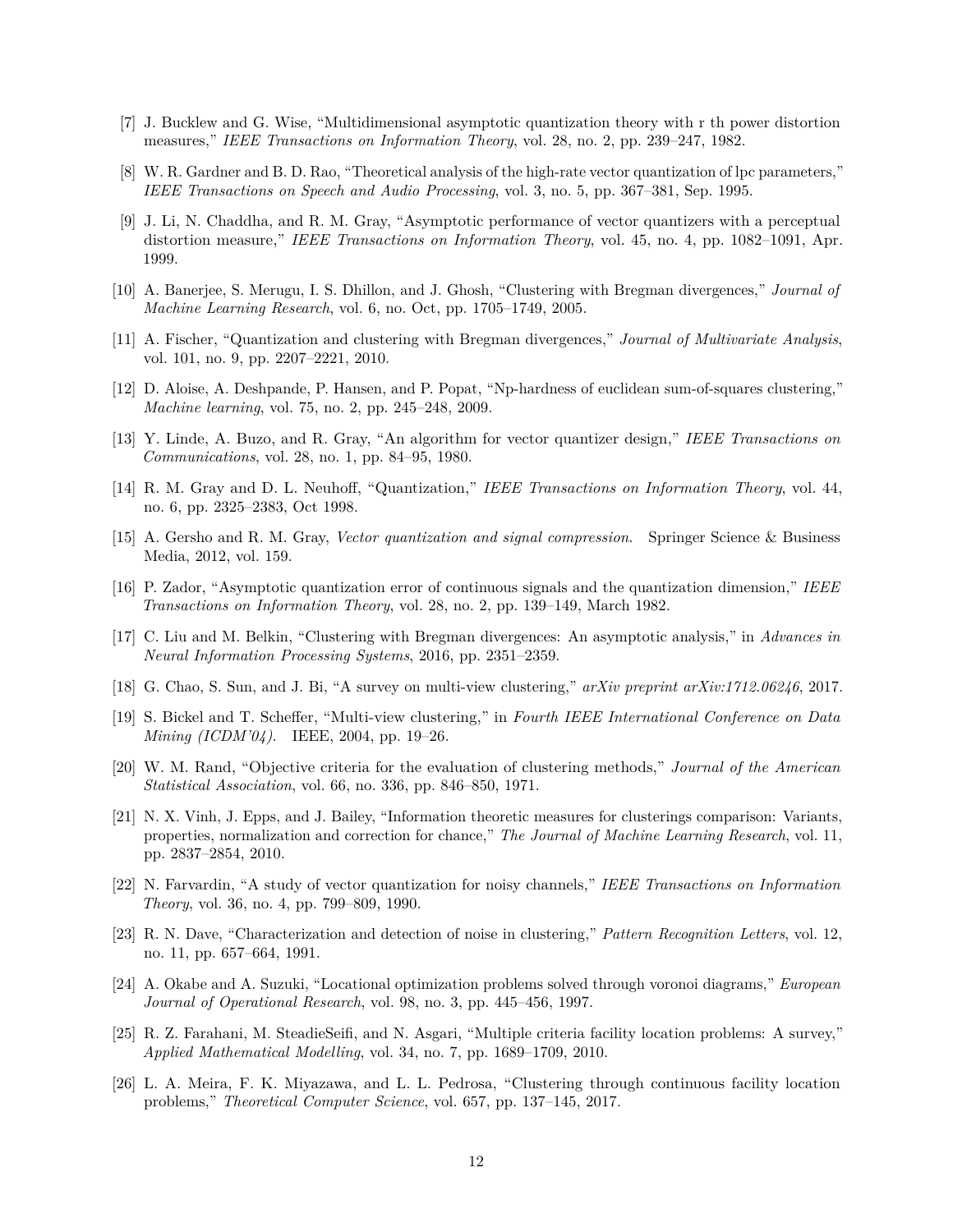[7] J. Bucklew and G. Wise, "Multidimensional asymptotic quantization theory with r th power distortion measures," *IEEE Transactions on Information Theory*, vol. 28, no. 2, pp. 239–247, 1982.

[8] W. R. Gardner and B. D. Rao, "Theoretical analysis of the high-rate vector quantization of lpc parameters," *IEEE Transactions on Speech and Audio Processing*, vol. 3, no. 5, pp. 367–381, Sep. 1995.

[9] J. Li, N. Chaddha, and R. M. Gray, "Asymptotic performance of vector quantizers with a perceptual distortion measure," *IEEE Transactions on Information Theory*, vol. 45, no. 4, pp. 1082–1091, Apr. 1999.

[10] A. Banerjee, S. Merugu, I. S. Dhillon, and J. Ghosh, "Clustering with Bregman divergences," *Journal of Machine Learning Research*, vol. 6, no. Oct, pp. 1705–1749, 2005.

[11] A. Fischer, "Quantization and clustering with Bregman divergences," *Journal of Multivariate Analysis*, vol. 101, no. 9, pp. 2207–2221, 2010.

[12] D. Aloise, A. Deshpande, P. Hansen, and P. Popat, "Np-hardness of euclidean sum-of-squares clustering," *Machine learning*, vol. 75, no. 2, pp. 245–248, 2009.

[13] Y. Linde, A. Buzo, and R. Gray, "An algorithm for vector quantizer design," *IEEE Transactions on Communications*, vol. 28, no. 1, pp. 84–95, 1980.

[14] R. M. Gray and D. L. Neuhoff, "Quantization," *IEEE Transactions on Information Theory*, vol. 44, no. 6, pp. 2325–2383, Oct 1998.

[15] A. Gersho and R. M. Gray, *Vector quantization and signal compression*. Springer Science & Business Media, 2012, vol. 159.

[16] P. Zador, "Asymptotic quantization error of continuous signals and the quantization dimension," *IEEE Transactions on Information Theory*, vol. 28, no. 2, pp. 139–149, March 1982.

[17] C. Liu and M. Belkin, "Clustering with Bregman divergences: An asymptotic analysis," in *Advances in Neural Information Processing Systems*, 2016, pp. 2351–2359.

[18] G. Chao, S. Sun, and J. Bi, "A survey on multi-view clustering," *arXiv preprint arXiv:1712.06246*, 2017.

[19] S. Bickel and T. Scheffer, "Multi-view clustering," in *Fourth IEEE International Conference on Data Mining (ICDM'04)*. IEEE, 2004, pp. 19–26.

[20] W. M. Rand, "Objective criteria for the evaluation of clustering methods," *Journal of the American Statistical Association*, vol. 66, no. 336, pp. 846–850, 1971.

[21] N. X. Vinh, J. Epps, and J. Bailey, "Information theoretic measures for clusterings comparison: Variants, properties, normalization and correction for chance," *The Journal of Machine Learning Research*, vol. 11, pp. 2837–2854, 2010.

[22] N. Farvardin, "A study of vector quantization for noisy channels," *IEEE Transactions on Information Theory*, vol. 36, no. 4, pp. 799–809, 1990.

[23] R. N. Dave, "Characterization and detection of noise in clustering," *Pattern Recognition Letters*, vol. 12, no. 11, pp. 657–664, 1991.

[24] A. Okabe and A. Suzuki, "Locational optimization problems solved through voronoi diagrams," *European Journal of Operational Research*, vol. 98, no. 3, pp. 445–456, 1997.

[25] R. Z. Farahani, M. SteadieSeifi, and N. Asgari, "Multiple criteria facility location problems: A survey," *Applied Mathematical Modelling*, vol. 34, no. 7, pp. 1689–1709, 2010.

[26] L. A. Meira, F. K. Miyazawa, and L. L. Pedrosa, "Clustering through continuous facility location problems," *Theoretical Computer Science*, vol. 657, pp. 137–145, 2017.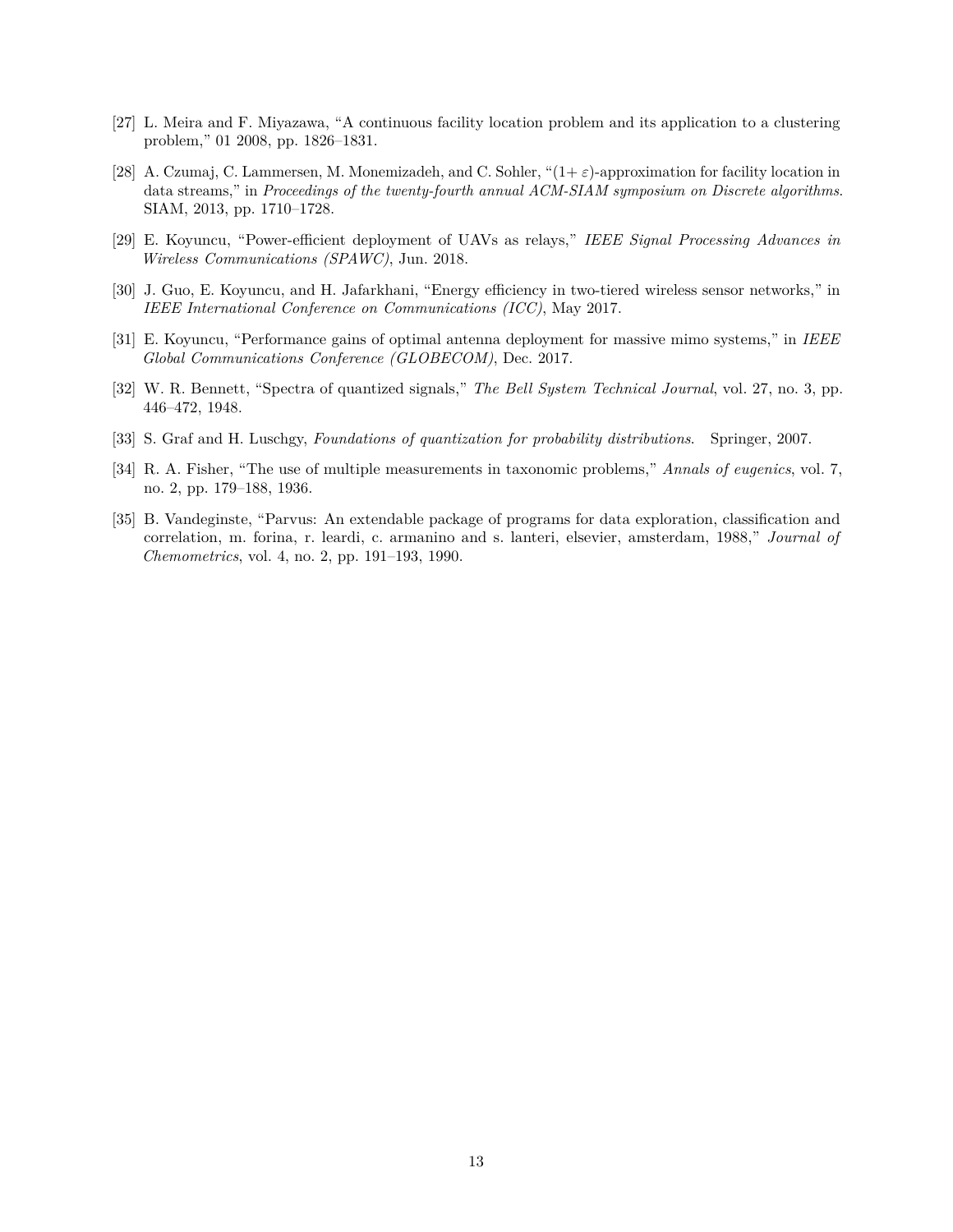[27] L. Meira and F. Miyazawa, "A continuous facility location problem and its application to a clustering problem," 01 2008, pp. 1826–1831.

[28] A. Czumaj, C. Lammersen, M. Monemizadeh, and C. Sohler, "(1+ $\varepsilon$)-approximation for facility location in data streams," in *Proceedings of the twenty-fourth annual ACM-SIAM symposium on Discrete algorithms*. SIAM, 2013, pp. 1710–1728.

[29] E. Koyuncu, "Power-efficient deployment of UAVs as relays," *IEEE Signal Processing Advances in Wireless Communications (SPAWC)*, Jun. 2018.

[30] J. Guo, E. Koyuncu, and H. Jafarkhani, "Energy efficiency in two-tiered wireless sensor networks," in *IEEE International Conference on Communications (ICC)*, May 2017.

[31] E. Koyuncu, "Performance gains of optimal antenna deployment for massive mimo systems," in *IEEE Global Communications Conference (GLOBECOM)*, Dec. 2017.

[32] W. R. Bennett, "Spectra of quantized signals," *The Bell System Technical Journal*, vol. 27, no. 3, pp. 446–472, 1948.

[33] S. Graf and H. Luschgy, *Foundations of quantization for probability distributions*. Springer, 2007.

[34] R. A. Fisher, "The use of multiple measurements in taxonomic problems," *Annals of eugenics*, vol. 7, no. 2, pp. 179–188, 1936.

[35] B. Vandeginste, "Parvus: An extendable package of programs for data exploration, classification and correlation, m. forina, r. leardi, c. armanino and s. lanteri, elsevier, amsterdam, 1988," *Journal of Chemometrics*, vol. 4, no. 2, pp. 191–193, 1990.